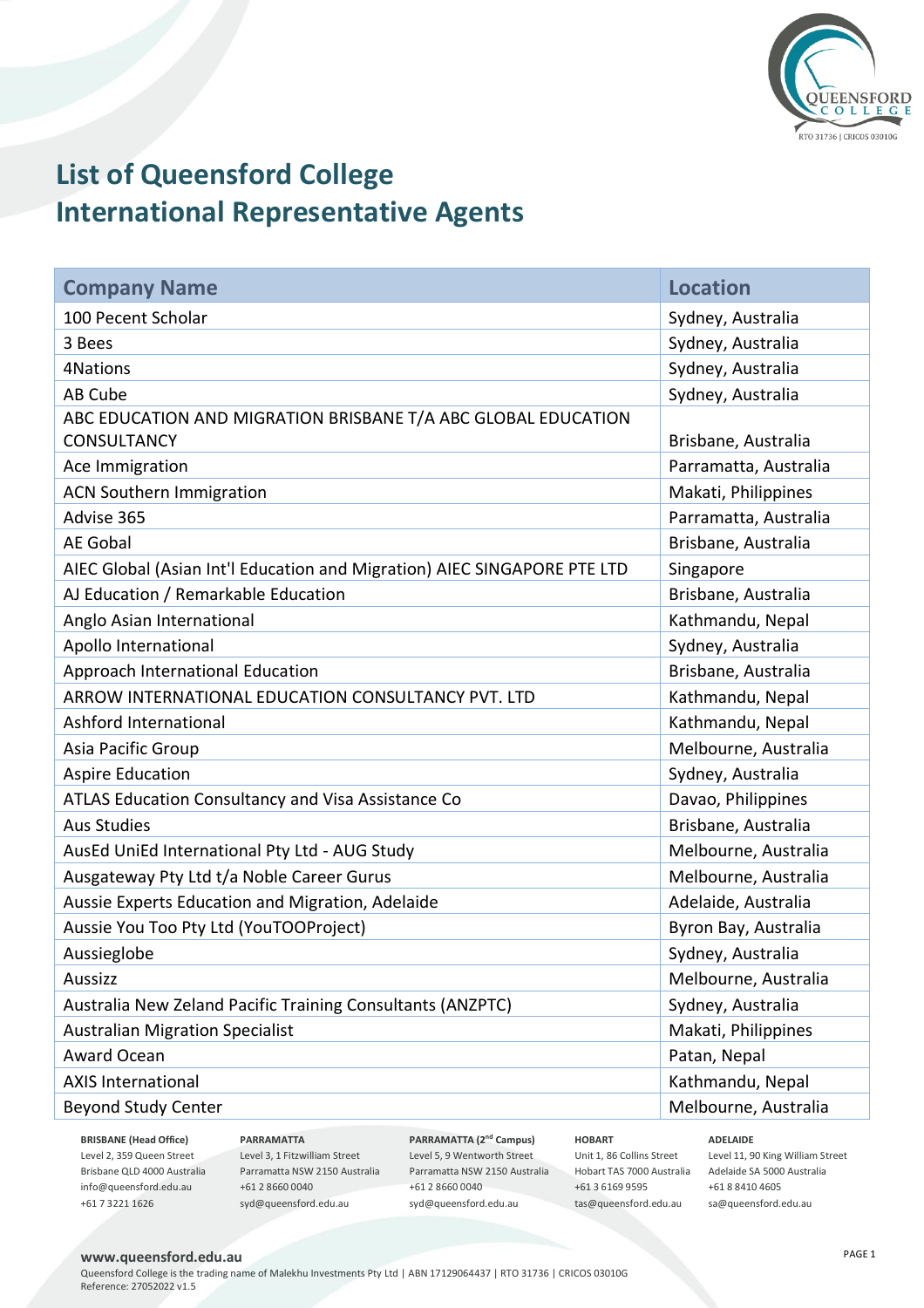# List of Queensford College International Representative Agents

| Company Name | Location |
|---|---|
| 100 Pecent Scholar | Sydney, Australia |
| 3 Bees | Sydney, Australia |
| 4Nations | Sydney, Australia |
| AB Cube | Sydney, Australia |
| ABC EDUCATION AND MIGRATION BRISBANE T/A ABC GLOBAL EDUCATION CONSULTANCY | Brisbane, Australia |
| Ace Immigration | Parramatta, Australia |
| ACN Southern Immigration | Makati, Philippines |
| Advise 365 | Parramatta, Australia |
| AE Gobal | Brisbane, Australia |
| AIEC Global (Asian Int'l Education and Migration) AIEC SINGAPORE PTE LTD | Singapore |
| AJ Education / Remarkable Education | Brisbane, Australia |
| Anglo Asian International | Kathmandu, Nepal |
| Apollo International | Sydney, Australia |
| Approach International Education | Brisbane, Australia |
| ARROW INTERNATIONAL EDUCATION CONSULTANCY PVT. LTD | Kathmandu, Nepal |
| Ashford International | Kathmandu, Nepal |
| Asia Pacific Group | Melbourne, Australia |
| Aspire Education | Sydney, Australia |
| ATLAS Education Consultancy and Visa Assistance Co | Davao, Philippines |
| Aus Studies | Brisbane, Australia |
| AusEd UniEd International Pty Ltd - AUG Study | Melbourne, Australia |
| Ausgateway Pty Ltd t/a Noble Career Gurus | Melbourne, Australia |
| Aussie Experts Education and Migration, Adelaide | Adelaide, Australia |
| Aussie You Too Pty Ltd (YouTOOProject) | Byron Bay, Australia |
| Aussieglobe | Sydney, Australia |
| Aussizz | Melbourne, Australia |
| Australia New Zeland Pacific Training Consultants (ANZPTC) | Sydney, Australia |
| Australian Migration Specialist | Makati, Philippines |
| Award Ocean | Patan, Nepal |
| AXIS International | Kathmandu, Nepal |
| Beyond Study Center | Melbourne, Australia |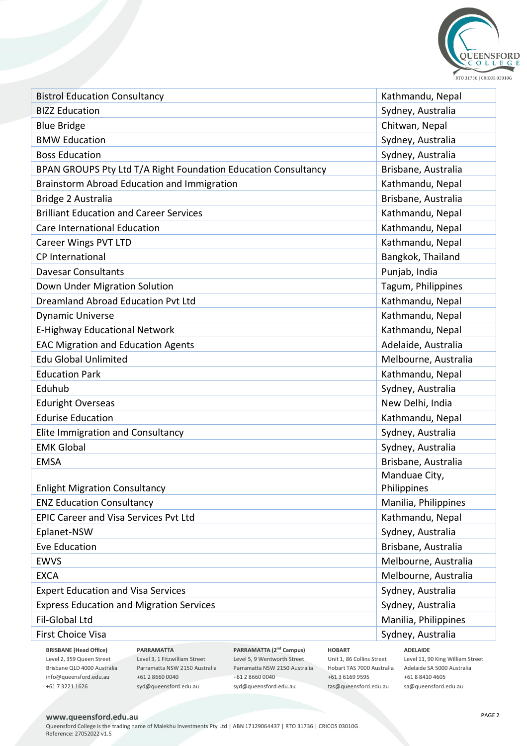| | |
|---|---|
| Bistrol Education Consultancy | Kathmandu, Nepal |
| BIZZ Education | Sydney, Australia |
| Blue Bridge | Chitwan, Nepal |
| BMW Education | Sydney, Australia |
| Boss Education | Sydney, Australia |
| BPAN GROUPS Pty Ltd T/A Right Foundation Education Consultancy | Brisbane, Australia |
| Brainstorm Abroad Education and Immigration | Kathmandu, Nepal |
| Bridge 2 Australia | Brisbane, Australia |
| Brilliant Education and Career Services | Kathmandu, Nepal |
| Care International Education | Kathmandu, Nepal |
| Career Wings PVT LTD | Kathmandu, Nepal |
| CP International | Bangkok, Thailand |
| Davesar Consultants | Punjab, India |
| Down Under Migration Solution | Tagum, Philippines |
| Dreamland Abroad Education Pvt Ltd | Kathmandu, Nepal |
| Dynamic Universe | Kathmandu, Nepal |
| E-Highway Educational Network | Kathmandu, Nepal |
| EAC Migration and Education Agents | Adelaide, Australia |
| Edu Global Unlimited | Melbourne, Australia |
| Education Park | Kathmandu, Nepal |
| Eduhub | Sydney, Australia |
| Eduright Overseas | New Delhi, India |
| Edurise Education | Kathmandu, Nepal |
| Elite Immigration and Consultancy | Sydney, Australia |
| EMK Global | Sydney, Australia |
| EMSA | Brisbane, Australia |
| Enlight Migration Consultancy | Manduae City, Philippines |
| ENZ Education Consultancy | Manilia, Philippines |
| EPIC Career and Visa Services Pvt Ltd | Kathmandu, Nepal |
| Eplanet-NSW | Sydney, Australia |
| Eve Education | Brisbane, Australia |
| EWVS | Melbourne, Australia |
| EXCA | Melbourne, Australia |
| Expert Education and Visa Services | Sydney, Australia |
| Express Education and Migration Services | Sydney, Australia |
| Fil-Global Ltd | Manilia, Philippines |
| First Choice Visa | Sydney, Australia |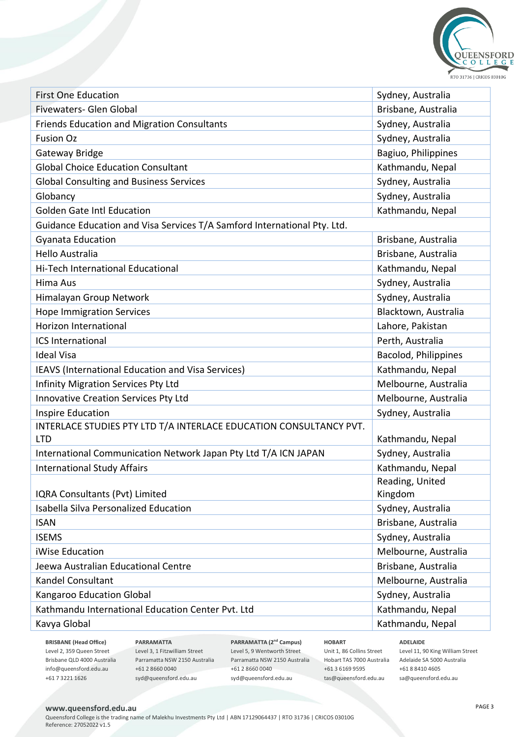| | |
|---|---|
| First One Education | Sydney, Australia |
| Fivewaters- Glen Global | Brisbane, Australia |
| Friends Education and Migration Consultants | Sydney, Australia |
| Fusion Oz | Sydney, Australia |
| Gateway Bridge | Bagiuo, Philippines |
| Global Choice Education Consultant | Kathmandu, Nepal |
| Global Consulting and Business Services | Sydney, Australia |
| Globancy | Sydney, Australia |
| Golden Gate Intl Education | Kathmandu, Nepal |
| Guidance Education and Visa Services T/A Samford International Pty. Ltd. | |
| Gyanata Education | Brisbane, Australia |
| Hello Australia | Brisbane, Australia |
| Hi-Tech International Educational | Kathmandu, Nepal |
| Hima Aus | Sydney, Australia |
| Himalayan Group Network | Sydney, Australia |
| Hope Immigration Services | Blacktown, Australia |
| Horizon International | Lahore, Pakistan |
| ICS International | Perth, Australia |
| Ideal Visa | Bacolod, Philippines |
| IEAVS (International Education and Visa Services) | Kathmandu, Nepal |
| Infinity Migration Services Pty Ltd | Melbourne, Australia |
| Innovative Creation Services Pty Ltd | Melbourne, Australia |
| Inspire Education | Sydney, Australia |
| INTERLACE STUDIES PTY LTD T/A INTERLACE EDUCATION CONSULTANCY PVT. LTD | Kathmandu, Nepal |
| International Communication Network Japan Pty Ltd T/A ICN JAPAN | Sydney, Australia |
| International Study Affairs | Kathmandu, Nepal |
| IQRA Consultants (Pvt) Limited | Reading, United Kingdom |
| Isabella Silva Personalized Education | Sydney, Australia |
| ISAN | Brisbane, Australia |
| ISEMS | Sydney, Australia |
| iWise Education | Melbourne, Australia |
| Jeewa Australian Educational Centre | Brisbane, Australia |
| Kandel Consultant | Melbourne, Australia |
| Kangaroo Education Global | Sydney, Australia |
| Kathmandu International Education Center Pvt. Ltd | Kathmandu, Nepal |
| Kavya Global | Kathmandu, Nepal |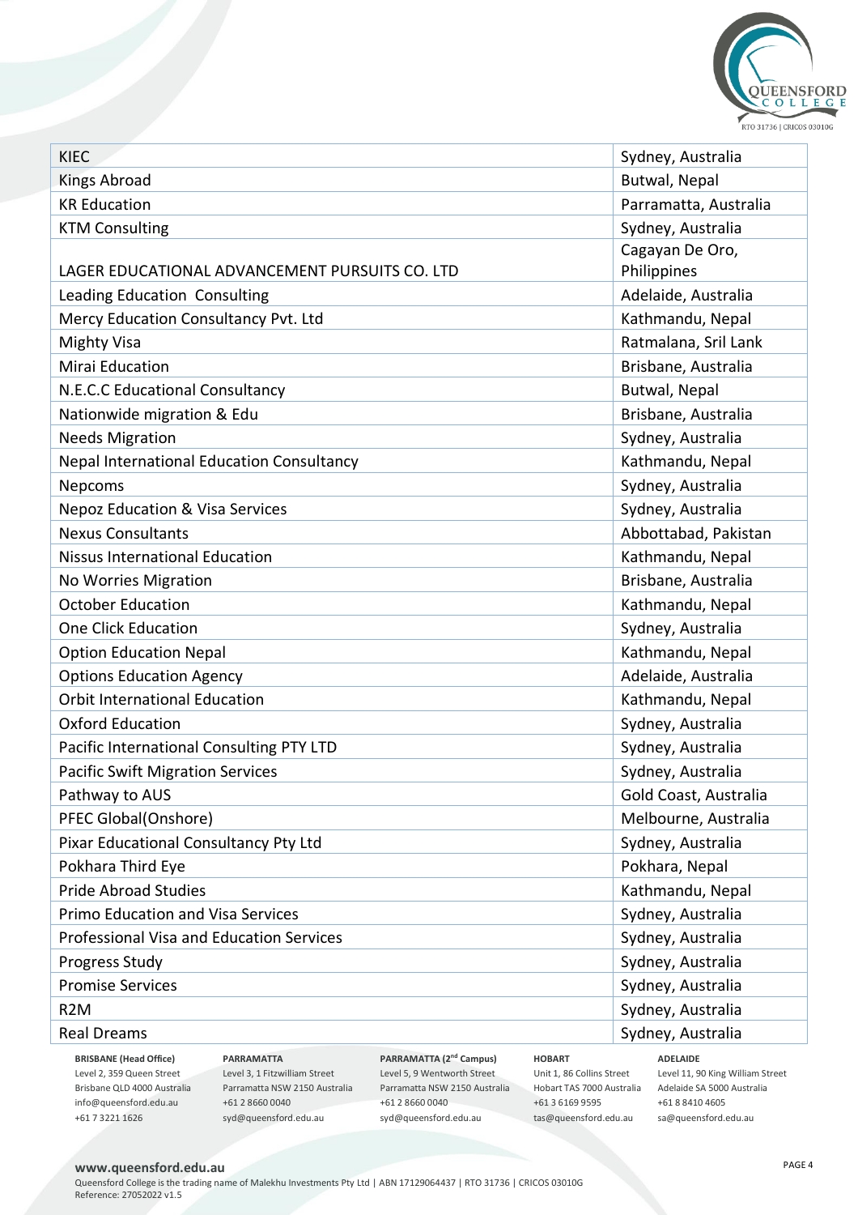| KIEC | Sydney, Australia |
|---|---|
| Kings Abroad | Butwal, Nepal |
| KR Education | Parramatta, Australia |
| KTM Consulting | Sydney, Australia |
| LAGER EDUCATIONAL ADVANCEMENT PURSUITS CO. LTD | Cagayan De Oro, Philippines |
| Leading Education Consulting | Adelaide, Australia |
| Mercy Education Consultancy Pvt. Ltd | Kathmandu, Nepal |
| Mighty Visa | Ratmalana, Sril Lank |
| Mirai Education | Brisbane, Australia |
| N.E.C.C Educational Consultancy | Butwal, Nepal |
| Nationwide migration & Edu | Brisbane, Australia |
| Needs Migration | Sydney, Australia |
| Nepal International Education Consultancy | Kathmandu, Nepal |
| Nepcoms | Sydney, Australia |
| Nepoz Education & Visa Services | Sydney, Australia |
| Nexus Consultants | Abbottabad, Pakistan |
| Nissus International Education | Kathmandu, Nepal |
| No Worries Migration | Brisbane, Australia |
| October Education | Kathmandu, Nepal |
| One Click Education | Sydney, Australia |
| Option Education Nepal | Kathmandu, Nepal |
| Options Education Agency | Adelaide, Australia |
| Orbit International Education | Kathmandu, Nepal |
| Oxford Education | Sydney, Australia |
| Pacific International Consulting PTY LTD | Sydney, Australia |
| Pacific Swift Migration Services | Sydney, Australia |
| Pathway to AUS | Gold Coast, Australia |
| PFEC Global(Onshore) | Melbourne, Australia |
| Pixar Educational Consultancy Pty Ltd | Sydney, Australia |
| Pokhara Third Eye | Pokhara, Nepal |
| Pride Abroad Studies | Kathmandu, Nepal |
| Primo Education and Visa Services | Sydney, Australia |
| Professional Visa and Education Services | Sydney, Australia |
| Progress Study | Sydney, Australia |
| Promise Services | Sydney, Australia |
| R2M | Sydney, Australia |
| Real Dreams | Sydney, Australia |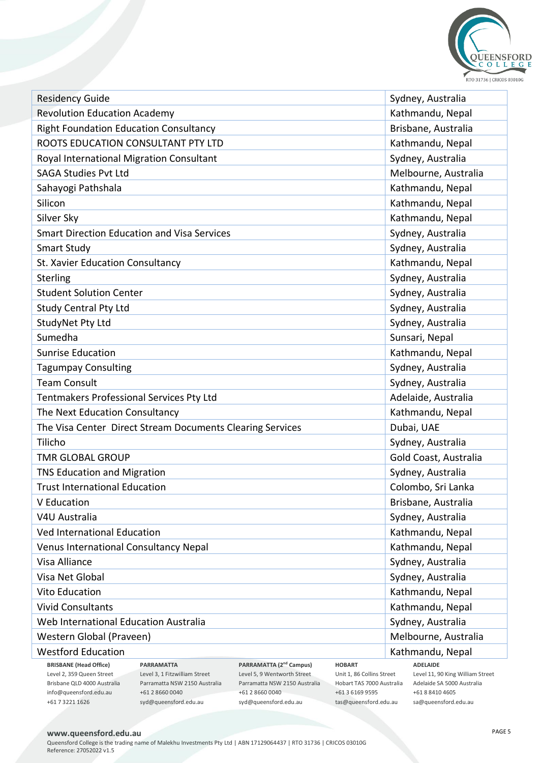| Residency Guide | Sydney, Australia |
|---|---|
| Revolution Education Academy | Kathmandu, Nepal |
| Right Foundation Education Consultancy | Brisbane, Australia |
| ROOTS EDUCATION CONSULTANT PTY LTD | Kathmandu, Nepal |
| Royal International Migration Consultant | Sydney, Australia |
| SAGA Studies Pvt Ltd | Melbourne, Australia |
| Sahayogi Pathshala | Kathmandu, Nepal |
| Silicon | Kathmandu, Nepal |
| Silver Sky | Kathmandu, Nepal |
| Smart Direction Education and Visa Services | Sydney, Australia |
| Smart Study | Sydney, Australia |
| St. Xavier Education Consultancy | Kathmandu, Nepal |
| Sterling | Sydney, Australia |
| Student Solution Center | Sydney, Australia |
| Study Central Pty Ltd | Sydney, Australia |
| StudyNet Pty Ltd | Sydney, Australia |
| Sumedha | Sunsari, Nepal |
| Sunrise Education | Kathmandu, Nepal |
| Tagumpay Consulting | Sydney, Australia |
| Team Consult | Sydney, Australia |
| Tentmakers Professional Services Pty Ltd | Adelaide, Australia |
| The Next Education Consultancy | Kathmandu, Nepal |
| The Visa Center Direct Stream Documents Clearing Services | Dubai, UAE |
| Tilicho | Sydney, Australia |
| TMR GLOBAL GROUP | Gold Coast, Australia |
| TNS Education and Migration | Sydney, Australia |
| Trust International Education | Colombo, Sri Lanka |
| V Education | Brisbane, Australia |
| V4U Australia | Sydney, Australia |
| Ved International Education | Kathmandu, Nepal |
| Venus International Consultancy Nepal | Kathmandu, Nepal |
| Visa Alliance | Sydney, Australia |
| Visa Net Global | Sydney, Australia |
| Vito Education | Kathmandu, Nepal |
| Vivid Consultants | Kathmandu, Nepal |
| Web International Education Australia | Sydney, Australia |
| Western Global (Praveen) | Melbourne, Australia |
| Westford Education | Kathmandu, Nepal |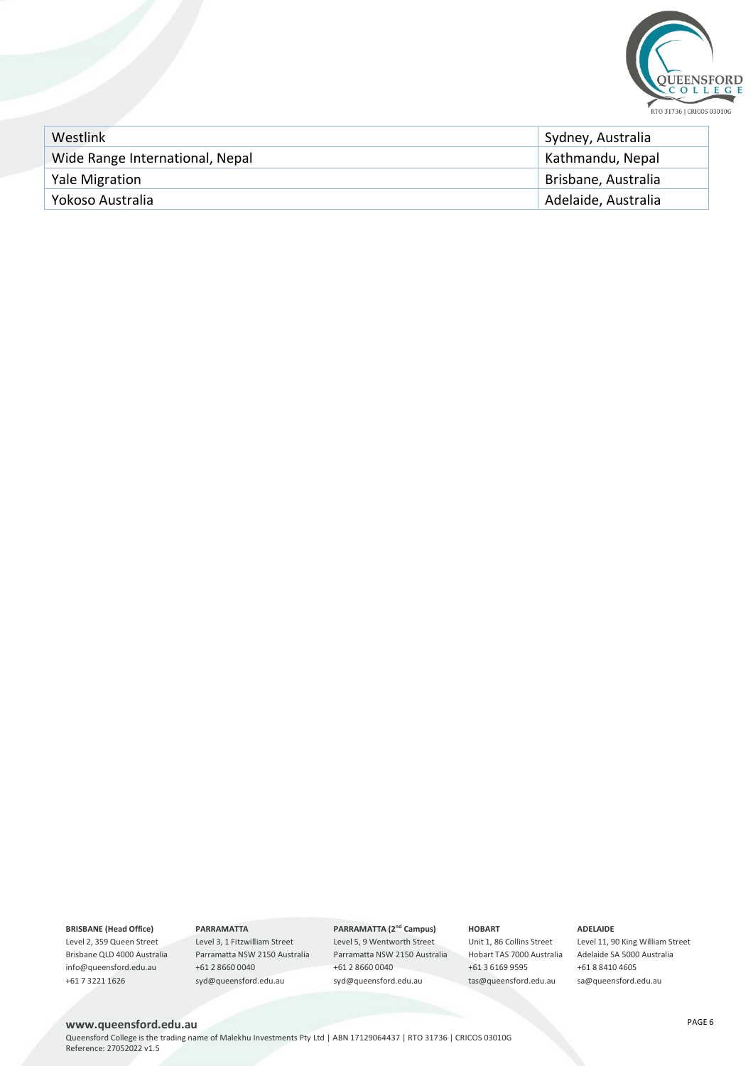| | |
|---|---|
| Westlink | Sydney, Australia |
| Wide Range International, Nepal | Kathmandu, Nepal |
| Yale Migration | Brisbane, Australia |
| Yokoso Australia | Adelaide, Australia |